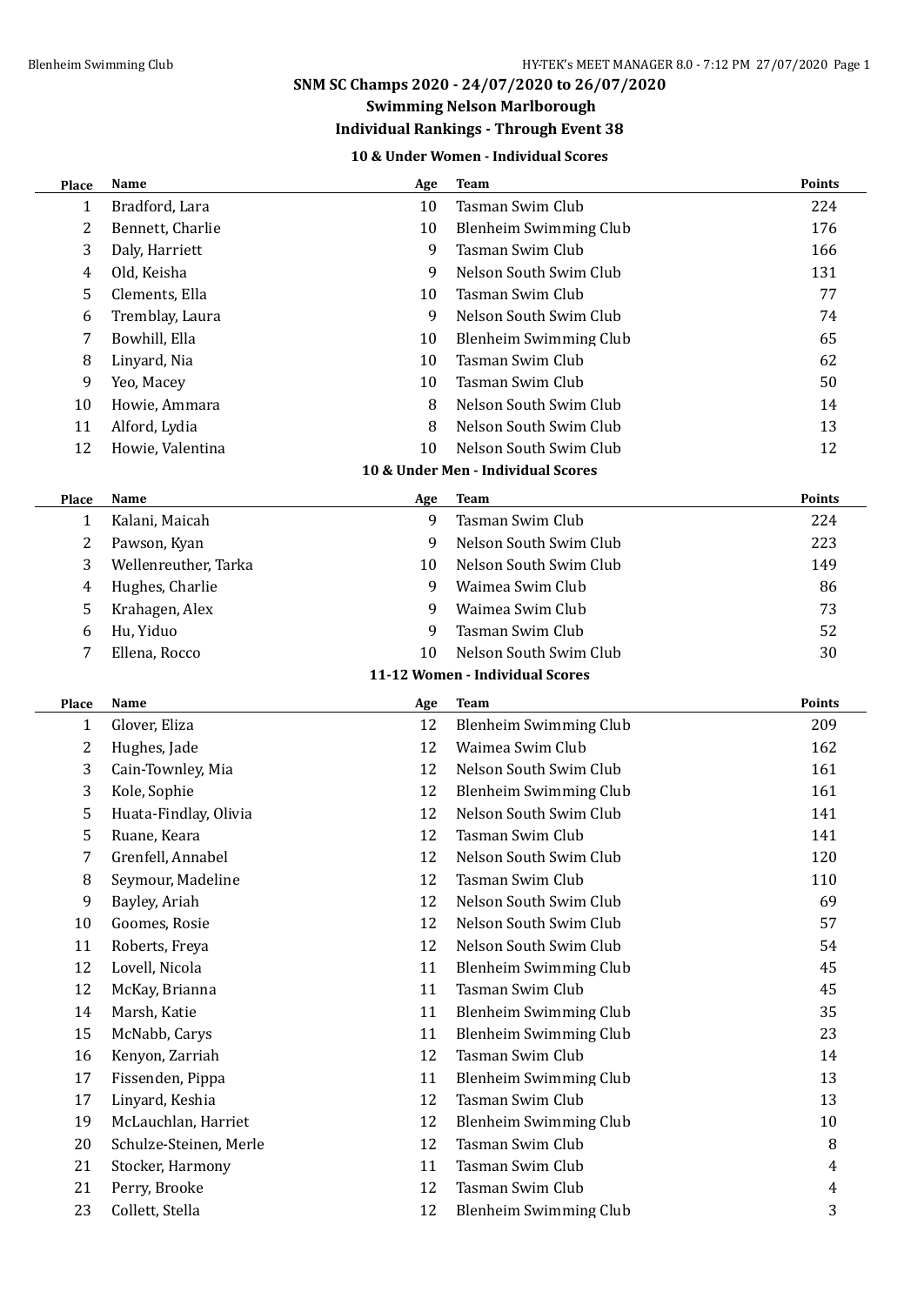# SNM SC Champs 2020 - 24/07/2020 to 26/07/2020

## Swimming Nelson Marlborough

## Individual Rankings - Through Event 38

### 10 & Under Women - Individual Scores

| Place | Name | Age | Team | Points |
|---|---|---|---|---|
| 1 | Bradford, Lara | 10 | Tasman Swim Club | 224 |
| 2 | Bennett, Charlie | 10 | Blenheim Swimming Club | 176 |
| 3 | Daly, Harriett | 9 | Tasman Swim Club | 166 |
| 4 | Old, Keisha | 9 | Nelson South Swim Club | 131 |
| 5 | Clements, Ella | 10 | Tasman Swim Club | 77 |
| 6 | Tremblay, Laura | 9 | Nelson South Swim Club | 74 |
| 7 | Bowhill, Ella | 10 | Blenheim Swimming Club | 65 |
| 8 | Linyard, Nia | 10 | Tasman Swim Club | 62 |
| 9 | Yeo, Macey | 10 | Tasman Swim Club | 50 |
| 10 | Howie, Ammara | 8 | Nelson South Swim Club | 14 |
| 11 | Alford, Lydia | 8 | Nelson South Swim Club | 13 |
| 12 | Howie, Valentina | 10 | Nelson South Swim Club | 12 |

### 10 & Under Men - Individual Scores

| Place | Name | Age | Team | Points |
|---|---|---|---|---|
| 1 | Kalani, Maicah | 9 | Tasman Swim Club | 224 |
| 2 | Pawson, Kyan | 9 | Nelson South Swim Club | 223 |
| 3 | Wellenreuther, Tarka | 10 | Nelson South Swim Club | 149 |
| 4 | Hughes, Charlie | 9 | Waimea Swim Club | 86 |
| 5 | Krahagen, Alex | 9 | Waimea Swim Club | 73 |
| 6 | Hu, Yiduo | 9 | Tasman Swim Club | 52 |
| 7 | Ellena, Rocco | 10 | Nelson South Swim Club | 30 |

### 11-12 Women - Individual Scores

| Place | Name | Age | Team | Points |
|---|---|---|---|---|
| 1 | Glover, Eliza | 12 | Blenheim Swimming Club | 209 |
| 2 | Hughes, Jade | 12 | Waimea Swim Club | 162 |
| 3 | Cain-Townley, Mia | 12 | Nelson South Swim Club | 161 |
| 3 | Kole, Sophie | 12 | Blenheim Swimming Club | 161 |
| 5 | Huata-Findlay, Olivia | 12 | Nelson South Swim Club | 141 |
| 5 | Ruane, Keara | 12 | Tasman Swim Club | 141 |
| 7 | Grenfell, Annabel | 12 | Nelson South Swim Club | 120 |
| 8 | Seymour, Madeline | 12 | Tasman Swim Club | 110 |
| 9 | Bayley, Ariah | 12 | Nelson South Swim Club | 69 |
| 10 | Goomes, Rosie | 12 | Nelson South Swim Club | 57 |
| 11 | Roberts, Freya | 12 | Nelson South Swim Club | 54 |
| 12 | Lovell, Nicola | 11 | Blenheim Swimming Club | 45 |
| 12 | McKay, Brianna | 11 | Tasman Swim Club | 45 |
| 14 | Marsh, Katie | 11 | Blenheim Swimming Club | 35 |
| 15 | McNabb, Carys | 11 | Blenheim Swimming Club | 23 |
| 16 | Kenyon, Zarriah | 12 | Tasman Swim Club | 14 |
| 17 | Fissenden, Pippa | 11 | Blenheim Swimming Club | 13 |
| 17 | Linyard, Keshia | 12 | Tasman Swim Club | 13 |
| 19 | McLauchlan, Harriet | 12 | Blenheim Swimming Club | 10 |
| 20 | Schulze-Steinen, Merle | 12 | Tasman Swim Club | 8 |
| 21 | Stocker, Harmony | 11 | Tasman Swim Club | 4 |
| 21 | Perry, Brooke | 12 | Tasman Swim Club | 4 |
| 23 | Collett, Stella | 12 | Blenheim Swimming Club | 3 |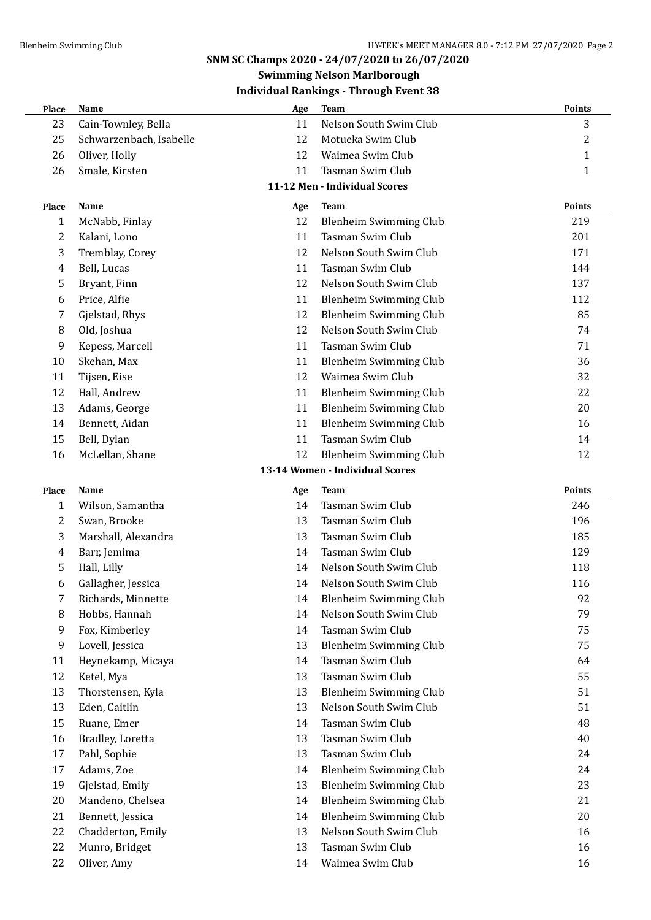## SNM SC Champs 2020 - 24/07/2020 to 26/07/2020

### Swimming Nelson Marlborough

### Individual Rankings - Through Event 38

| Place | Name | Age | Team | Points |
|---|---|---|---|---|
| 23 | Cain-Townley, Bella | 11 | Nelson South Swim Club | 3 |
| 25 | Schwarzenbach, Isabelle | 12 | Motueka Swim Club | 2 |
| 26 | Oliver, Holly | 12 | Waimea Swim Club | 1 |
| 26 | Smale, Kirsten | 11 | Tasman Swim Club | 1 |

**11-12 Men - Individual Scores**

| Place | Name | Age | Team | Points |
|---|---|---|---|---|
| 1 | McNabb, Finlay | 12 | Blenheim Swimming Club | 219 |
| 2 | Kalani, Lono | 11 | Tasman Swim Club | 201 |
| 3 | Tremblay, Corey | 12 | Nelson South Swim Club | 171 |
| 4 | Bell, Lucas | 11 | Tasman Swim Club | 144 |
| 5 | Bryant, Finn | 12 | Nelson South Swim Club | 137 |
| 6 | Price, Alfie | 11 | Blenheim Swimming Club | 112 |
| 7 | Gjelstad, Rhys | 12 | Blenheim Swimming Club | 85 |
| 8 | Old, Joshua | 12 | Nelson South Swim Club | 74 |
| 9 | Kepess, Marcell | 11 | Tasman Swim Club | 71 |
| 10 | Skehan, Max | 11 | Blenheim Swimming Club | 36 |
| 11 | Tijsen, Eise | 12 | Waimea Swim Club | 32 |
| 12 | Hall, Andrew | 11 | Blenheim Swimming Club | 22 |
| 13 | Adams, George | 11 | Blenheim Swimming Club | 20 |
| 14 | Bennett, Aidan | 11 | Blenheim Swimming Club | 16 |
| 15 | Bell, Dylan | 11 | Tasman Swim Club | 14 |
| 16 | McLellan, Shane | 12 | Blenheim Swimming Club | 12 |

**13-14 Women - Individual Scores**

| Place | Name | Age | Team | Points |
|---|---|---|---|---|
| 1 | Wilson, Samantha | 14 | Tasman Swim Club | 246 |
| 2 | Swan, Brooke | 13 | Tasman Swim Club | 196 |
| 3 | Marshall, Alexandra | 13 | Tasman Swim Club | 185 |
| 4 | Barr, Jemima | 14 | Tasman Swim Club | 129 |
| 5 | Hall, Lilly | 14 | Nelson South Swim Club | 118 |
| 6 | Gallagher, Jessica | 14 | Nelson South Swim Club | 116 |
| 7 | Richards, Minnette | 14 | Blenheim Swimming Club | 92 |
| 8 | Hobbs, Hannah | 14 | Nelson South Swim Club | 79 |
| 9 | Fox, Kimberley | 14 | Tasman Swim Club | 75 |
| 9 | Lovell, Jessica | 13 | Blenheim Swimming Club | 75 |
| 11 | Heynekamp, Micaya | 14 | Tasman Swim Club | 64 |
| 12 | Ketel, Mya | 13 | Tasman Swim Club | 55 |
| 13 | Thorstensen, Kyla | 13 | Blenheim Swimming Club | 51 |
| 13 | Eden, Caitlin | 13 | Nelson South Swim Club | 51 |
| 15 | Ruane, Emer | 14 | Tasman Swim Club | 48 |
| 16 | Bradley, Loretta | 13 | Tasman Swim Club | 40 |
| 17 | Pahl, Sophie | 13 | Tasman Swim Club | 24 |
| 17 | Adams, Zoe | 14 | Blenheim Swimming Club | 24 |
| 19 | Gjelstad, Emily | 13 | Blenheim Swimming Club | 23 |
| 20 | Mandeno, Chelsea | 14 | Blenheim Swimming Club | 21 |
| 21 | Bennett, Jessica | 14 | Blenheim Swimming Club | 20 |
| 22 | Chadderton, Emily | 13 | Nelson South Swim Club | 16 |
| 22 | Munro, Bridget | 13 | Tasman Swim Club | 16 |
| 22 | Oliver, Amy | 14 | Waimea Swim Club | 16 |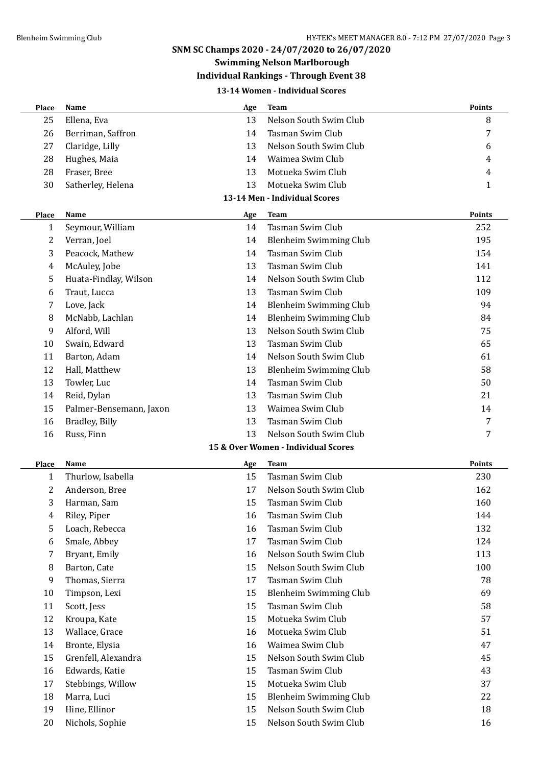## SNM SC Champs 2020 - 24/07/2020 to 26/07/2020

## Swimming Nelson Marlborough

## Individual Rankings - Through Event 38

### 13-14 Women - Individual Scores

| Place | Name | Age | Team | Points |
|---|---|---|---|---|
| 25 | Ellena, Eva | 13 | Nelson South Swim Club | 8 |
| 26 | Berriman, Saffron | 14 | Tasman Swim Club | 7 |
| 27 | Claridge, Lilly | 13 | Nelson South Swim Club | 6 |
| 28 | Hughes, Maia | 14 | Waimea Swim Club | 4 |
| 28 | Fraser, Bree | 13 | Motueka Swim Club | 4 |
| 30 | Satherley, Helena | 13 | Motueka Swim Club | 1 |

### 13-14 Men - Individual Scores

| Place | Name | Age | Team | Points |
|---|---|---|---|---|
| 1 | Seymour, William | 14 | Tasman Swim Club | 252 |
| 2 | Verran, Joel | 14 | Blenheim Swimming Club | 195 |
| 3 | Peacock, Mathew | 14 | Tasman Swim Club | 154 |
| 4 | McAuley, Jobe | 13 | Tasman Swim Club | 141 |
| 5 | Huata-Findlay, Wilson | 14 | Nelson South Swim Club | 112 |
| 6 | Traut, Lucca | 13 | Tasman Swim Club | 109 |
| 7 | Love, Jack | 14 | Blenheim Swimming Club | 94 |
| 8 | McNabb, Lachlan | 14 | Blenheim Swimming Club | 84 |
| 9 | Alford, Will | 13 | Nelson South Swim Club | 75 |
| 10 | Swain, Edward | 13 | Tasman Swim Club | 65 |
| 11 | Barton, Adam | 14 | Nelson South Swim Club | 61 |
| 12 | Hall, Matthew | 13 | Blenheim Swimming Club | 58 |
| 13 | Towler, Luc | 14 | Tasman Swim Club | 50 |
| 14 | Reid, Dylan | 13 | Tasman Swim Club | 21 |
| 15 | Palmer-Bensemann, Jaxon | 13 | Waimea Swim Club | 14 |
| 16 | Bradley, Billy | 13 | Tasman Swim Club | 7 |
| 16 | Russ, Finn | 13 | Nelson South Swim Club | 7 |

### 15 & Over Women - Individual Scores

| Place | Name | Age | Team | Points |
|---|---|---|---|---|
| 1 | Thurlow, Isabella | 15 | Tasman Swim Club | 230 |
| 2 | Anderson, Bree | 17 | Nelson South Swim Club | 162 |
| 3 | Harman, Sam | 15 | Tasman Swim Club | 160 |
| 4 | Riley, Piper | 16 | Tasman Swim Club | 144 |
| 5 | Loach, Rebecca | 16 | Tasman Swim Club | 132 |
| 6 | Smale, Abbey | 17 | Tasman Swim Club | 124 |
| 7 | Bryant, Emily | 16 | Nelson South Swim Club | 113 |
| 8 | Barton, Cate | 15 | Nelson South Swim Club | 100 |
| 9 | Thomas, Sierra | 17 | Tasman Swim Club | 78 |
| 10 | Timpson, Lexi | 15 | Blenheim Swimming Club | 69 |
| 11 | Scott, Jess | 15 | Tasman Swim Club | 58 |
| 12 | Kroupa, Kate | 15 | Motueka Swim Club | 57 |
| 13 | Wallace, Grace | 16 | Motueka Swim Club | 51 |
| 14 | Bronte, Elysia | 16 | Waimea Swim Club | 47 |
| 15 | Grenfell, Alexandra | 15 | Nelson South Swim Club | 45 |
| 16 | Edwards, Katie | 15 | Tasman Swim Club | 43 |
| 17 | Stebbings, Willow | 15 | Motueka Swim Club | 37 |
| 18 | Marra, Luci | 15 | Blenheim Swimming Club | 22 |
| 19 | Hine, Ellinor | 15 | Nelson South Swim Club | 18 |
| 20 | Nichols, Sophie | 15 | Nelson South Swim Club | 16 |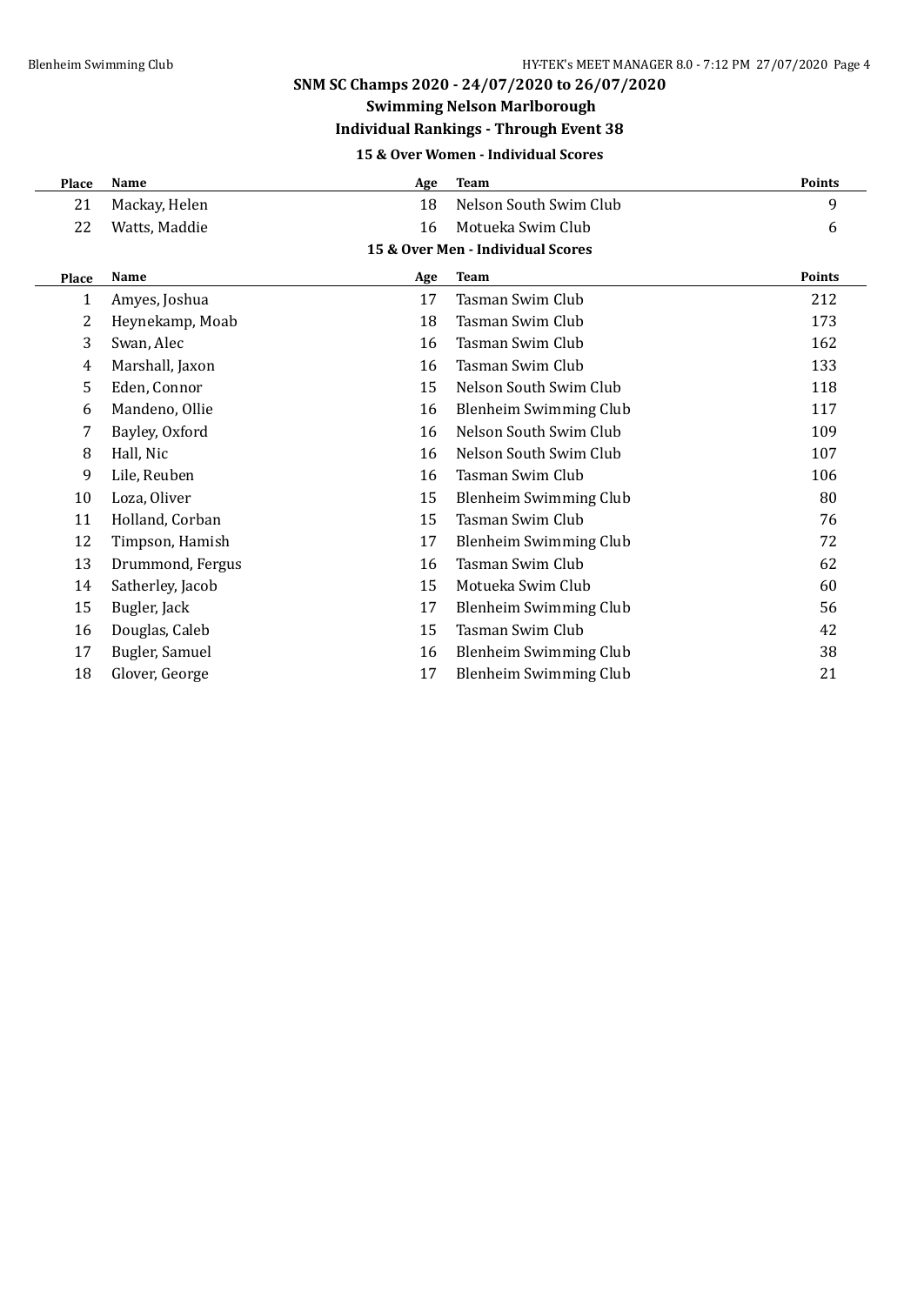# SNM SC Champs 2020 - 24/07/2020 to 26/07/2020

## Swimming Nelson Marlborough

## Individual Rankings - Through Event 38

### 15 & Over Women - Individual Scores

| Place | Name | Age | Team | Points |
|---|---|---|---|---|
| 21 | Mackay, Helen | 18 | Nelson South Swim Club | 9 |
| 22 | Watts, Maddie | 16 | Motueka Swim Club | 6 |

### 15 & Over Men - Individual Scores

| Place | Name | Age | Team | Points |
|---|---|---|---|---|
| 1 | Amyes, Joshua | 17 | Tasman Swim Club | 212 |
| 2 | Heynekamp, Moab | 18 | Tasman Swim Club | 173 |
| 3 | Swan, Alec | 16 | Tasman Swim Club | 162 |
| 4 | Marshall, Jaxon | 16 | Tasman Swim Club | 133 |
| 5 | Eden, Connor | 15 | Nelson South Swim Club | 118 |
| 6 | Mandeno, Ollie | 16 | Blenheim Swimming Club | 117 |
| 7 | Bayley, Oxford | 16 | Nelson South Swim Club | 109 |
| 8 | Hall, Nic | 16 | Nelson South Swim Club | 107 |
| 9 | Lile, Reuben | 16 | Tasman Swim Club | 106 |
| 10 | Loza, Oliver | 15 | Blenheim Swimming Club | 80 |
| 11 | Holland, Corban | 15 | Tasman Swim Club | 76 |
| 12 | Timpson, Hamish | 17 | Blenheim Swimming Club | 72 |
| 13 | Drummond, Fergus | 16 | Tasman Swim Club | 62 |
| 14 | Satherley, Jacob | 15 | Motueka Swim Club | 60 |
| 15 | Bugler, Jack | 17 | Blenheim Swimming Club | 56 |
| 16 | Douglas, Caleb | 15 | Tasman Swim Club | 42 |
| 17 | Bugler, Samuel | 16 | Blenheim Swimming Club | 38 |
| 18 | Glover, George | 17 | Blenheim Swimming Club | 21 |